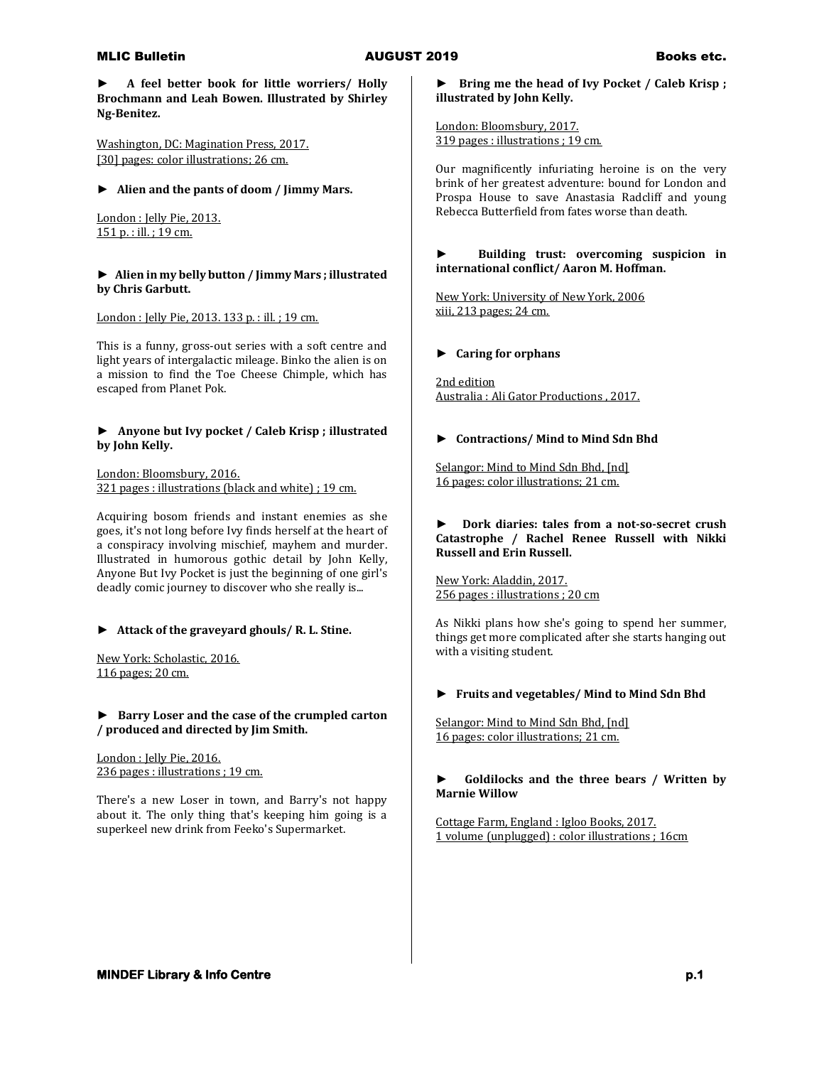► **A feel better book for little worriers/ Holly Brochmann and Leah Bowen. Illustrated by Shirley Ng-Benitez.**

Washington, DC: Magination Press, 2017.
[30] pages: color illustrations; 26 cm.

► **Alien and the pants of doom / Jimmy Mars.**

London : Jelly Pie, 2013.
151 p. : ill. ; 19 cm.

► **Alien in my belly button / Jimmy Mars ; illustrated by Chris Garbutt.**

London : Jelly Pie, 2013. 133 p. : ill. ; 19 cm.

This is a funny, gross-out series with a soft centre and light years of intergalactic mileage. Binko the alien is on a mission to find the Toe Cheese Chimple, which has escaped from Planet Pok.

► **Anyone but Ivy pocket / Caleb Krisp ; illustrated by John Kelly.**

London: Bloomsbury, 2016.
321 pages : illustrations (black and white) ; 19 cm.

Acquiring bosom friends and instant enemies as she goes, it's not long before Ivy finds herself at the heart of a conspiracy involving mischief, mayhem and murder. Illustrated in humorous gothic detail by John Kelly, Anyone But Ivy Pocket is just the beginning of one girl's deadly comic journey to discover who she really is...

► **Attack of the graveyard ghouls/ R. L. Stine.**

New York: Scholastic, 2016.
116 pages; 20 cm.

► **Barry Loser and the case of the crumpled carton / produced and directed by Jim Smith.**

London : Jelly Pie, 2016.
236 pages : illustrations ; 19 cm.

There's a new Loser in town, and Barry's not happy about it. The only thing that's keeping him going is a superkeel new drink from Feeko's Supermarket.

► **Bring me the head of Ivy Pocket / Caleb Krisp ; illustrated by John Kelly.**

London: Bloomsbury, 2017.
319 pages : illustrations ; 19 cm.

Our magnificently infuriating heroine is on the very brink of her greatest adventure: bound for London and Prospa House to save Anastasia Radcliff and young Rebecca Butterfield from fates worse than death.

► **Building trust: overcoming suspicion in international conflict/ Aaron M. Hoffman.**

New York: University of New York, 2006
xiii, 213 pages; 24 cm.

► **Caring for orphans**

2nd edition
Australia : Ali Gator Productions , 2017.

► **Contractions/ Mind to Mind Sdn Bhd**

Selangor: Mind to Mind Sdn Bhd, [nd]
16 pages: color illustrations; 21 cm.

► **Dork diaries: tales from a not-so-secret crush Catastrophe / Rachel Renee Russell with Nikki Russell and Erin Russell.**

New York: Aladdin, 2017.
256 pages : illustrations ; 20 cm

As Nikki plans how she's going to spend her summer, things get more complicated after she starts hanging out with a visiting student.

► **Fruits and vegetables/ Mind to Mind Sdn Bhd**

Selangor: Mind to Mind Sdn Bhd, [nd]
16 pages: color illustrations; 21 cm.

► **Goldilocks and the three bears / Written by Marnie Willow**

Cottage Farm, England : Igloo Books, 2017.
1 volume (unplugged) : color illustrations ; 16cm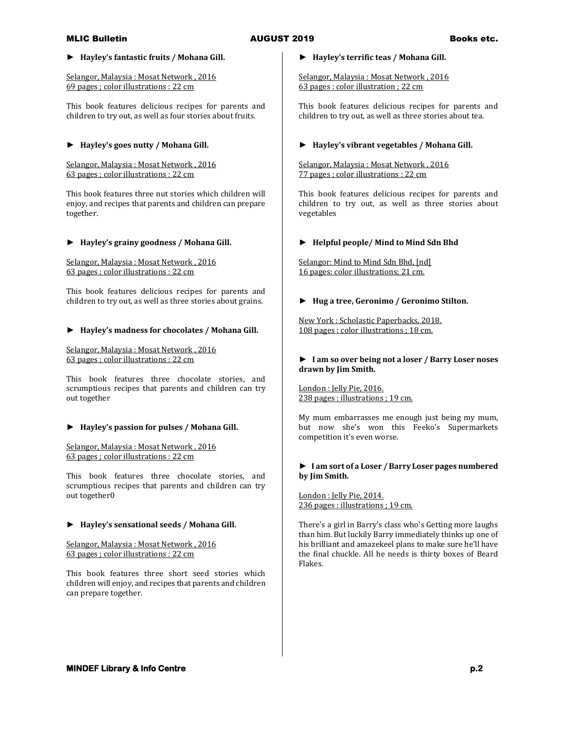► **Hayley's fantastic fruits / Mohana Gill.**

Selangor, Malaysia : Mosat Network , 2016
69 pages ; color illustrations : 22 cm

This book features delicious recipes for parents and children to try out, as well as four stories about fruits.

► **Hayley's goes nutty / Mohana Gill.**

Selangor, Malaysia : Mosat Network , 2016
63 pages ; color illustrations : 22 cm

This book features three nut stories which children will enjoy, and recipes that parents and children can prepare together.

► **Hayley's grainy goodness / Mohana Gill.**

Selangor, Malaysia : Mosat Network , 2016
63 pages ; color illustrations : 22 cm

This book features delicious recipes for parents and children to try out, as well as three stories about grains.

► **Hayley's madness for chocolates / Mohana Gill.**

Selangor, Malaysia : Mosat Network , 2016
63 pages ; color illustrations : 22 cm

This book features three chocolate stories, and scrumptious recipes that parents and children can try out together

► **Hayley's passion for pulses / Mohana Gill.**

Selangor, Malaysia : Mosat Network , 2016
63 pages ; color illustrations : 22 cm

This book features three chocolate stories, and scrumptious recipes that parents and children can try out together0

► **Hayley's sensational seeds / Mohana Gill.**

Selangor, Malaysia : Mosat Network , 2016
63 pages ; color illustrations : 22 cm

This book features three short seed stories which children will enjoy, and recipes that parents and children can prepare together.

► **Hayley's terrific teas / Mohana Gill.**

Selangor, Malaysia : Mosat Network , 2016
63 pages : color illustration ; 22 cm

This book features delicious recipes for parents and children to try out, as well as three stories about tea.

► **Hayley's vibrant vegetables / Mohana Gill.**

Selangor, Malaysia : Mosat Network , 2016
77 pages ; color illustrations : 22 cm

This book features delicious recipes for parents and children to try out, as well as three stories about vegetables

► **Helpful people/ Mind to Mind Sdn Bhd**

Selangor: Mind to Mind Sdn Bhd, [nd]
16 pages: color illustrations; 21 cm.

► **Hug a tree, Geronimo / Geronimo Stilton.**

New York : Scholastic Paperbacks, 2018.
108 pages : color illustrations ; 18 cm.

► **I am so over being not a loser / Barry Loser noses drawn by Jim Smith.**

London : Jelly Pie, 2016.
238 pages : illustrations ; 19 cm.

My mum embarrasses me enough just being my mum, but now she's won this Feeko's Supermarkets competition it's even worse.

► **I am sort of a Loser / Barry Loser pages numbered by Jim Smith.**

London : Jelly Pie, 2014.
236 pages : illustrations ; 19 cm.

There's a girl in Barry's class who's Getting more laughs than him. But luckily Barry immediately thinks up one of his brilliant and amazekeel plans to make sure he'll have the final chuckle. All he needs is thirty boxes of Beard Flakes.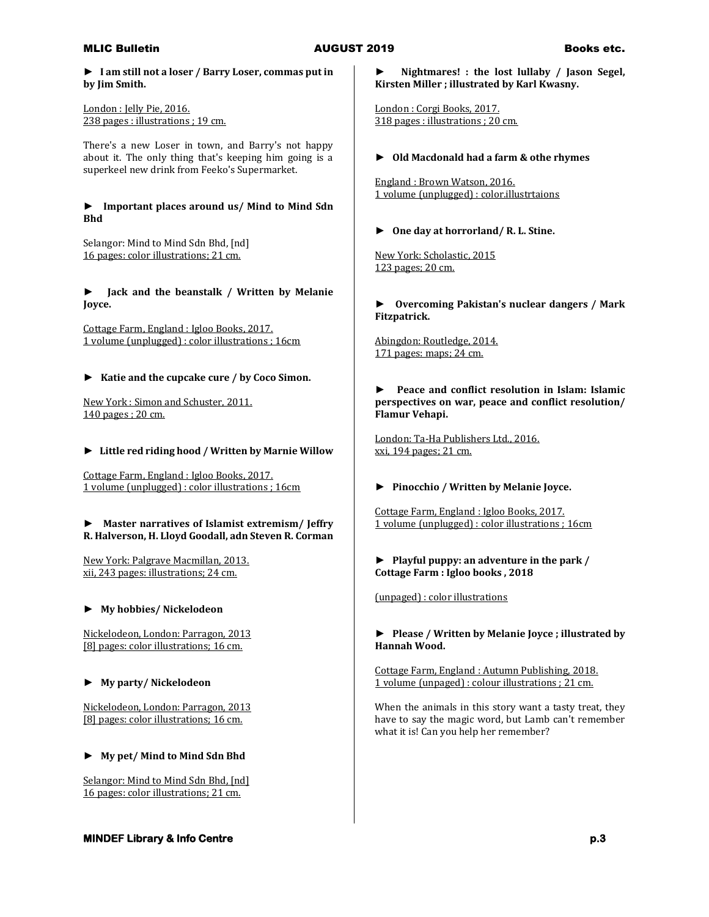► **I am still not a loser / Barry Loser, commas put in by Jim Smith.**

London : Jelly Pie, 2016.
238 pages : illustrations ; 19 cm.

There's a new Loser in town, and Barry's not happy about it. The only thing that's keeping him going is a superkeel new drink from Feeko's Supermarket.

► **Important places around us/ Mind to Mind Sdn Bhd**

Selangor: Mind to Mind Sdn Bhd, [nd]
16 pages: color illustrations; 21 cm.

► **Jack and the beanstalk / Written by Melanie Joyce.**

Cottage Farm, England : Igloo Books, 2017.
1 volume (unplugged) : color illustrations ; 16cm

► **Katie and the cupcake cure / by Coco Simon.**

New York : Simon and Schuster, 2011.
140 pages ; 20 cm.

► **Little red riding hood / Written by Marnie Willow**

Cottage Farm, England : Igloo Books, 2017.
1 volume (unplugged) : color illustrations ; 16cm

► **Master narratives of Islamist extremism/ Jeffry R. Halverson, H. Lloyd Goodall, adn Steven R. Corman**

New York: Palgrave Macmillan, 2013.
xii, 243 pages: illustrations; 24 cm.

► **My hobbies/ Nickelodeon**

Nickelodeon, London: Parragon, 2013
[8] pages: color illustrations; 16 cm.

► **My party/ Nickelodeon**

Nickelodeon, London: Parragon, 2013
[8] pages: color illustrations; 16 cm.

► **My pet/ Mind to Mind Sdn Bhd**

Selangor: Mind to Mind Sdn Bhd, [nd]
16 pages: color illustrations; 21 cm.

► **Nightmares! : the lost lullaby / Jason Segel, Kirsten Miller ; illustrated by Karl Kwasny.**

London : Corgi Books, 2017.
318 pages : illustrations ; 20 cm.

► **Old Macdonald had a farm & othe rhymes**

England : Brown Watson, 2016.
1 volume (unplugged) : color.illustrtaions

► **One day at horrorland/ R. L. Stine.**

New York: Scholastic, 2015
123 pages; 20 cm.

► **Overcoming Pakistan's nuclear dangers / Mark Fitzpatrick.**

Abingdon: Routledge, 2014.
171 pages: maps; 24 cm.

► **Peace and conflict resolution in Islam: Islamic perspectives on war, peace and conflict resolution/ Flamur Vehapi.**

London: Ta-Ha Publishers Ltd., 2016.
xxi, 194 pages; 21 cm.

► **Pinocchio / Written by Melanie Joyce.**

Cottage Farm, England : Igloo Books, 2017.
1 volume (unplugged) : color illustrations ; 16cm

► **Playful puppy: an adventure in the park / Cottage Farm : Igloo books , 2018**

(unpaged) : color illustrations

► **Please / Written by Melanie Joyce ; illustrated by Hannah Wood.**

Cottage Farm, England : Autumn Publishing, 2018.
1 volume (unpaged) : colour illustrations ; 21 cm.

When the animals in this story want a tasty treat, they have to say the magic word, but Lamb can't remember what it is! Can you help her remember?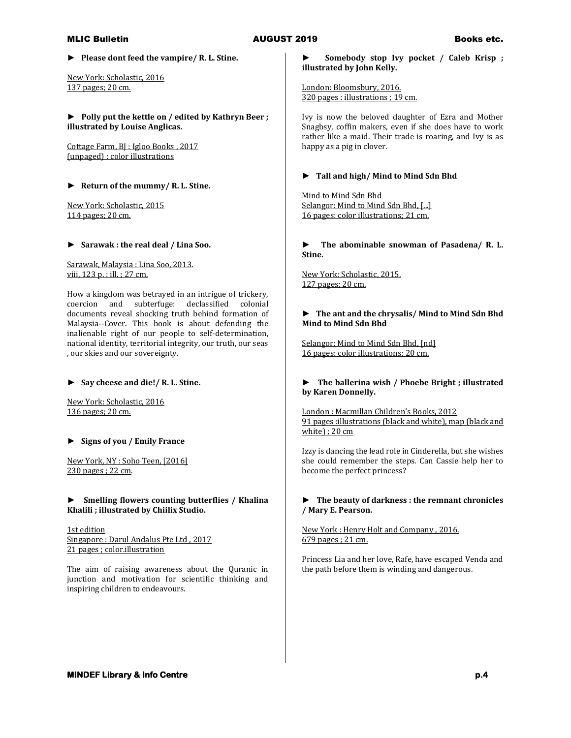► **Please dont feed the vampire/ R. L. Stine.**

New York: Scholastic, 2016
137 pages; 20 cm.

► **Polly put the kettle on / edited by Kathryn Beer ; illustrated by Louise Anglicas.**

Cottage Farm, BJ : Igloo Books , 2017
(unpaged) : color illustrations

► **Return of the mummy/ R. L. Stine.**

New York: Scholastic, 2015
114 pages; 20 cm.

► **Sarawak : the real deal / Lina Soo.**

Sarawak, Malaysia : Lina Soo, 2013.
viii, 123 p. : ill. ; 27 cm.

How a kingdom was betrayed in an intrigue of trickery, coercion and subterfuge: declassified colonial documents reveal shocking truth behind formation of Malaysia--Cover. This book is about defending the inalienable right of our people to self-determination, national identity, territorial integrity, our truth, our seas , our skies and our sovereignty.

► **Say cheese and die!/ R. L. Stine.**

New York: Scholastic, 2016
136 pages; 20 cm.

► **Signs of you / Emily France**

New York, NY : Soho Teen, [2016]
230 pages ; 22 cm.

► **Smelling flowers counting butterflies / Khalina Khalili ; illustrated by Chiilix Studio.**

1st edition
Singapore : Darul Andalus Pte Ltd , 2017
21 pages ; color.illustration

The aim of raising awareness about the Quranic in junction and motivation for scientific thinking and inspiring children to endeavours.

► **Somebody stop Ivy pocket / Caleb Krisp ; illustrated by John Kelly.**

London: Bloomsbury, 2016.
320 pages : illustrations ; 19 cm.

Ivy is now the beloved daughter of Ezra and Mother Snagbsy, coffin makers, even if she does have to work rather like a maid. Their trade is roaring, and Ivy is as happy as a pig in clover.

► **Tall and high/ Mind to Mind Sdn Bhd**

Mind to Mind Sdn Bhd
Selangor: Mind to Mind Sdn Bhd, [...]
16 pages: color illustrations; 21 cm.

► **The abominable snowman of Pasadena/ R. L. Stine.**

New York: Scholastic, 2015.
127 pages; 20 cm.

► **The ant and the chrysalis/ Mind to Mind Sdn Bhd Mind to Mind Sdn Bhd**

Selangor: Mind to Mind Sdn Bhd, [nd]
16 pages: color illustrations; 20 cm.

► **The ballerina wish / Phoebe Bright ; illustrated by Karen Donnelly.**

London : Macmillan Children's Books, 2012
91 pages :illustrations (black and white), map (black and white) ; 20 cm

Izzy is dancing the lead role in Cinderella, but she wishes she could remember the steps. Can Cassie help her to become the perfect princess?

► **The beauty of darkness : the remnant chronicles / Mary E. Pearson.**

New York : Henry Holt and Company , 2016.
679 pages ; 21 cm.

Princess Lia and her love, Rafe, have escaped Venda and the path before them is winding and dangerous.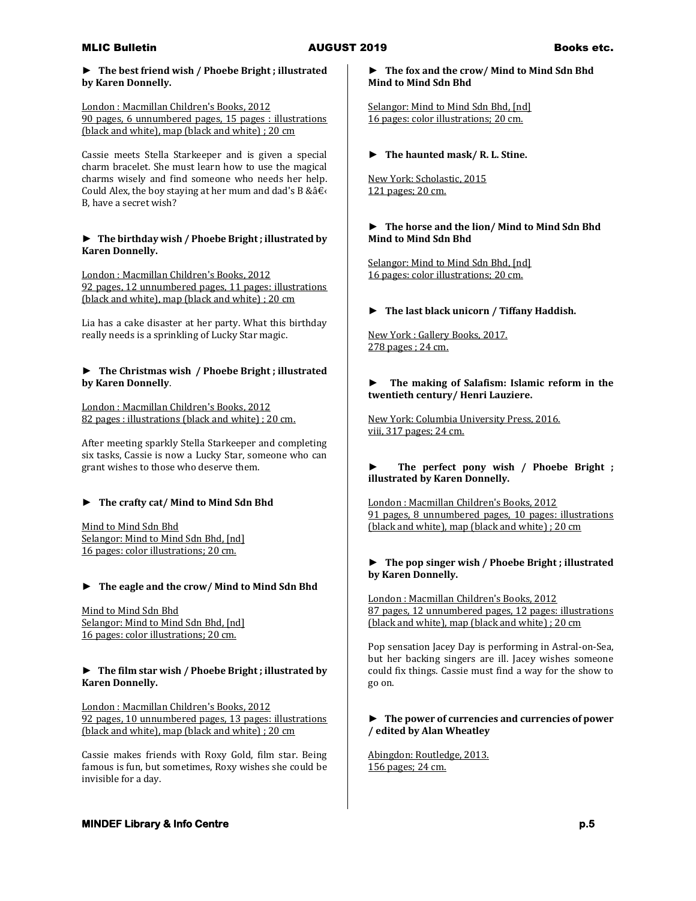► **The best friend wish / Phoebe Bright ; illustrated by Karen Donnelly.**

London : Macmillan Children's Books, 2012
90 pages, 6 unnumbered pages, 15 pages : illustrations (black and white), map (black and white) ; 20 cm

Cassie meets Stella Starkeeper and is given a special charm bracelet. She must learn how to use the magical charms wisely and find someone who needs her help. Could Alex, the boy staying at her mum and dad's B &â€‹ B, have a secret wish?

► **The birthday wish / Phoebe Bright ; illustrated by Karen Donnelly.**

London : Macmillan Children's Books, 2012
92 pages, 12 unnumbered pages, 11 pages: illustrations (black and white), map (black and white) ; 20 cm

Lia has a cake disaster at her party. What this birthday really needs is a sprinkling of Lucky Star magic.

► **The Christmas wish / Phoebe Bright ; illustrated by Karen Donnelly**.

London : Macmillan Children's Books, 2012
82 pages : illustrations (black and white) ; 20 cm.

After meeting sparkly Stella Starkeeper and completing six tasks, Cassie is now a Lucky Star, someone who can grant wishes to those who deserve them.

► **The crafty cat/ Mind to Mind Sdn Bhd**

Mind to Mind Sdn Bhd
Selangor: Mind to Mind Sdn Bhd, [nd]
16 pages: color illustrations; 20 cm.

► **The eagle and the crow/ Mind to Mind Sdn Bhd**

Mind to Mind Sdn Bhd
Selangor: Mind to Mind Sdn Bhd, [nd]
16 pages: color illustrations; 20 cm.

► **The film star wish / Phoebe Bright ; illustrated by Karen Donnelly.**

London : Macmillan Children's Books, 2012
92 pages, 10 unnumbered pages, 13 pages: illustrations (black and white), map (black and white) ; 20 cm

Cassie makes friends with Roxy Gold, film star. Being famous is fun, but sometimes, Roxy wishes she could be invisible for a day.

► **The fox and the crow/ Mind to Mind Sdn Bhd Mind to Mind Sdn Bhd**

Selangor: Mind to Mind Sdn Bhd, [nd]
16 pages: color illustrations; 20 cm.

► **The haunted mask/ R. L. Stine.**

New York: Scholastic, 2015
121 pages; 20 cm.

► **The horse and the lion/ Mind to Mind Sdn Bhd Mind to Mind Sdn Bhd**

Selangor: Mind to Mind Sdn Bhd, [nd]
16 pages: color illustrations; 20 cm.

► **The last black unicorn / Tiffany Haddish.**

New York : Gallery Books, 2017.
278 pages ; 24 cm.

► **The making of Salafism: Islamic reform in the twentieth century/ Henri Lauziere.**

New York: Columbia University Press, 2016.
viii, 317 pages; 24 cm.

► **The perfect pony wish / Phoebe Bright ; illustrated by Karen Donnelly.**

London : Macmillan Children's Books, 2012
91 pages, 8 unnumbered pages, 10 pages: illustrations (black and white), map (black and white) ; 20 cm

► **The pop singer wish / Phoebe Bright ; illustrated by Karen Donnelly.**

London : Macmillan Children's Books, 2012
87 pages, 12 unnumbered pages, 12 pages: illustrations (black and white), map (black and white) ; 20 cm

Pop sensation Jacey Day is performing in Astral-on-Sea, but her backing singers are ill. Jacey wishes someone could fix things. Cassie must find a way for the show to go on.

► **The power of currencies and currencies of power / edited by Alan Wheatley**

Abingdon: Routledge, 2013.
156 pages; 24 cm.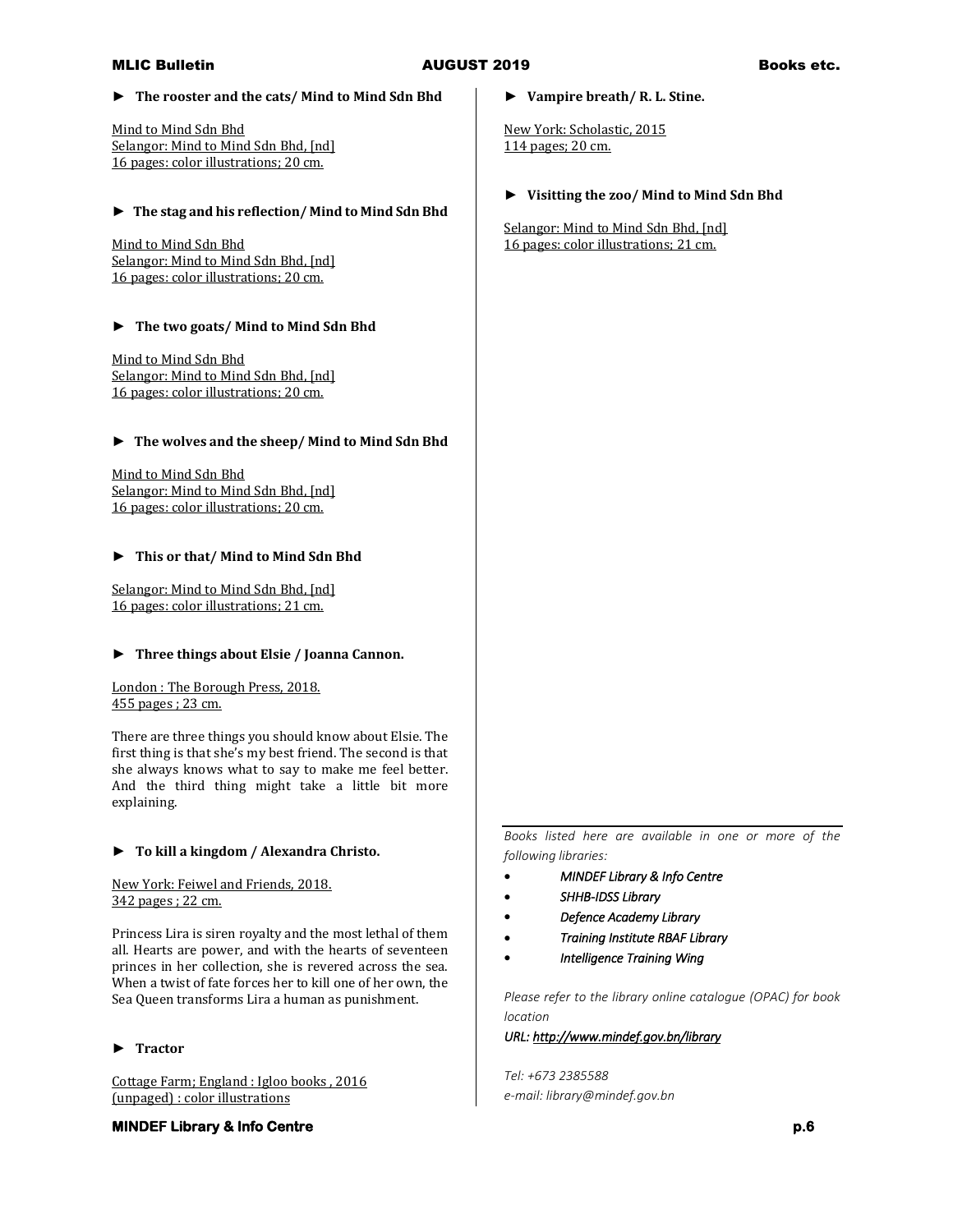► **The rooster and the cats/ Mind to Mind Sdn Bhd**

Mind to Mind Sdn Bhd
Selangor: Mind to Mind Sdn Bhd, [nd]
16 pages: color illustrations; 20 cm.

► **The stag and his reflection/ Mind to Mind Sdn Bhd**

Mind to Mind Sdn Bhd
Selangor: Mind to Mind Sdn Bhd, [nd]
16 pages: color illustrations; 20 cm.

► **The two goats/ Mind to Mind Sdn Bhd**

Mind to Mind Sdn Bhd
Selangor: Mind to Mind Sdn Bhd, [nd]
16 pages: color illustrations; 20 cm.

► **The wolves and the sheep/ Mind to Mind Sdn Bhd**

Mind to Mind Sdn Bhd
Selangor: Mind to Mind Sdn Bhd, [nd]
16 pages: color illustrations; 20 cm.

► **This or that/ Mind to Mind Sdn Bhd**

Selangor: Mind to Mind Sdn Bhd, [nd]
16 pages: color illustrations; 21 cm.

► **Three things about Elsie / Joanna Cannon.**

London : The Borough Press, 2018.
455 pages ; 23 cm.

There are three things you should know about Elsie. The first thing is that she's my best friend. The second is that she always knows what to say to make me feel better. And the third thing might take a little bit more explaining.

► **To kill a kingdom / Alexandra Christo.**

New York: Feiwel and Friends, 2018.
342 pages ; 22 cm.

Princess Lira is siren royalty and the most lethal of them all. Hearts are power, and with the hearts of seventeen princes in her collection, she is revered across the sea. When a twist of fate forces her to kill one of her own, the Sea Queen transforms Lira a human as punishment.

► **Tractor**

Cottage Farm; England : Igloo books , 2016
(unpaged) : color illustrations

► **Vampire breath/ R. L. Stine.**

New York: Scholastic, 2015
114 pages; 20 cm.

► **Visitting the zoo/ Mind to Mind Sdn Bhd**

Selangor: Mind to Mind Sdn Bhd, [nd]
16 pages: color illustrations; 21 cm.

---

*Books listed here are available in one or more of the following libraries:*

- ***MINDEF Library & Info Centre***
- ***SHHB-IDSS Library***
- ***Defence Academy Library***
- ***Training Institute RBAF Library***
- ***Intelligence Training Wing***

*Please refer to the library online catalogue (OPAC) for book location*

*URL: http://www.mindef.gov.bn/library*

*Tel: +673 2385588*
*e-mail: library@mindef.gov.bn*